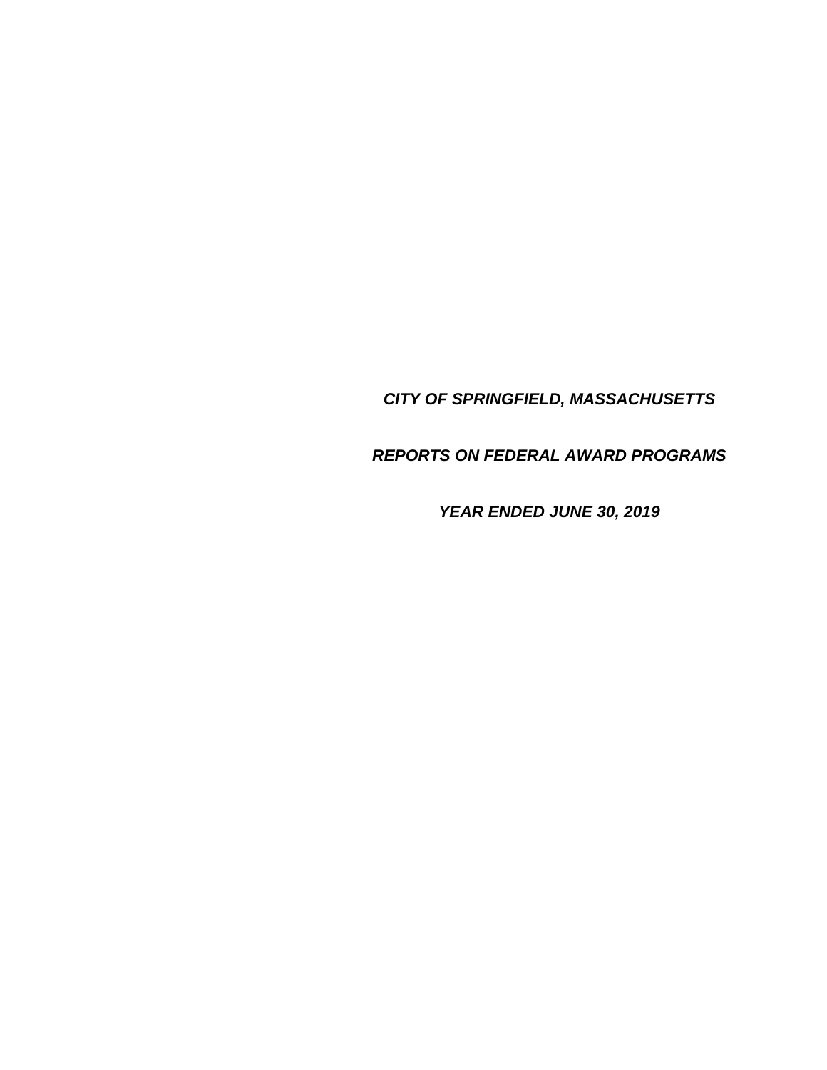***CITY OF SPRINGFIELD, MASSACHUSETTS***

***REPORTS ON FEDERAL AWARD PROGRAMS***

***YEAR ENDED JUNE 30, 2019***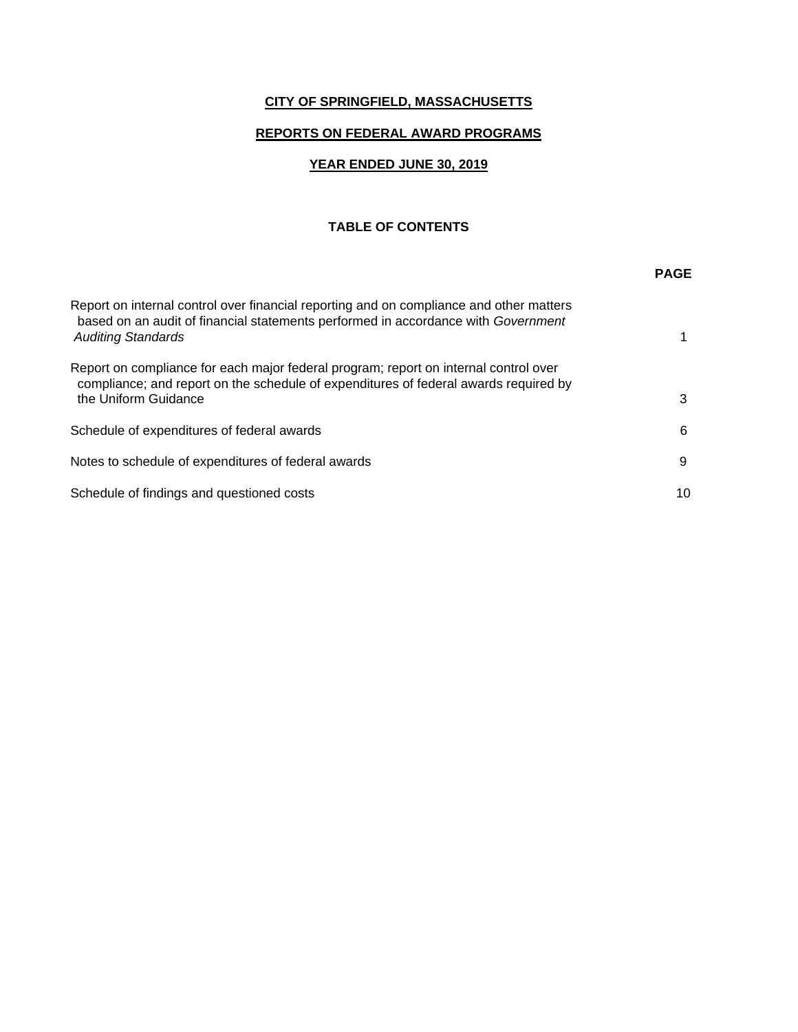**CITY OF SPRINGFIELD, MASSACHUSETTS**

**REPORTS ON FEDERAL AWARD PROGRAMS**

**YEAR ENDED JUNE 30, 2019**

**TABLE OF CONTENTS**

| | **PAGE** |
|---|---|
| Report on internal control over financial reporting and on compliance and other matters based on an audit of financial statements performed in accordance with *Government Auditing Standards* | 1 |
| Report on compliance for each major federal program; report on internal control over compliance; and report on the schedule of expenditures of federal awards required by the Uniform Guidance | 3 |
| Schedule of expenditures of federal awards | 6 |
| Notes to schedule of expenditures of federal awards | 9 |
| Schedule of findings and questioned costs | 10 |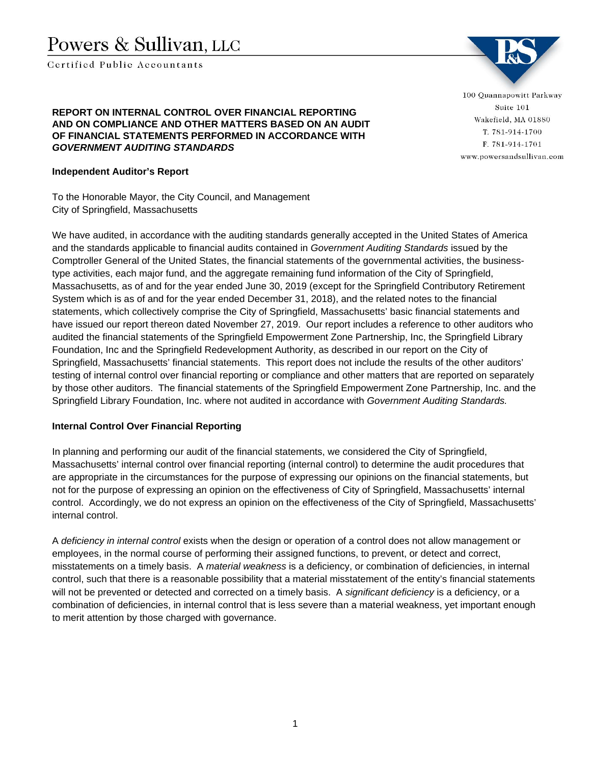Powers & Sullivan, LLC

Certified Public Accountants

100 Quannapowitt Parkway
Suite 101
Wakefield, MA 01880
T. 781-914-1700
F. 781-914-1701
www.powersandsullivan.com

**REPORT ON INTERNAL CONTROL OVER FINANCIAL REPORTING AND ON COMPLIANCE AND OTHER MATTERS BASED ON AN AUDIT OF FINANCIAL STATEMENTS PERFORMED IN ACCORDANCE WITH *GOVERNMENT AUDITING STANDARDS***

**Independent Auditor's Report**

To the Honorable Mayor, the City Council, and Management
City of Springfield, Massachusetts

We have audited, in accordance with the auditing standards generally accepted in the United States of America and the standards applicable to financial audits contained in *Government Auditing Standards* issued by the Comptroller General of the United States, the financial statements of the governmental activities, the business-type activities, each major fund, and the aggregate remaining fund information of the City of Springfield, Massachusetts, as of and for the year ended June 30, 2019 (except for the Springfield Contributory Retirement System which is as of and for the year ended December 31, 2018), and the related notes to the financial statements, which collectively comprise the City of Springfield, Massachusetts' basic financial statements and have issued our report thereon dated November 27, 2019. Our report includes a reference to other auditors who audited the financial statements of the Springfield Empowerment Zone Partnership, Inc, the Springfield Library Foundation, Inc and the Springfield Redevelopment Authority, as described in our report on the City of Springfield, Massachusetts' financial statements. This report does not include the results of the other auditors' testing of internal control over financial reporting or compliance and other matters that are reported on separately by those other auditors. The financial statements of the Springfield Empowerment Zone Partnership, Inc. and the Springfield Library Foundation, Inc. where not audited in accordance with *Government Auditing Standards.*

**Internal Control Over Financial Reporting**

In planning and performing our audit of the financial statements, we considered the City of Springfield, Massachusetts' internal control over financial reporting (internal control) to determine the audit procedures that are appropriate in the circumstances for the purpose of expressing our opinions on the financial statements, but not for the purpose of expressing an opinion on the effectiveness of City of Springfield, Massachusetts' internal control. Accordingly, we do not express an opinion on the effectiveness of the City of Springfield, Massachusetts' internal control.

A *deficiency in internal control* exists when the design or operation of a control does not allow management or employees, in the normal course of performing their assigned functions, to prevent, or detect and correct, misstatements on a timely basis. A *material weakness* is a deficiency, or combination of deficiencies, in internal control, such that there is a reasonable possibility that a material misstatement of the entity's financial statements will not be prevented or detected and corrected on a timely basis. A *significant deficiency* is a deficiency, or a combination of deficiencies, in internal control that is less severe than a material weakness, yet important enough to merit attention by those charged with governance.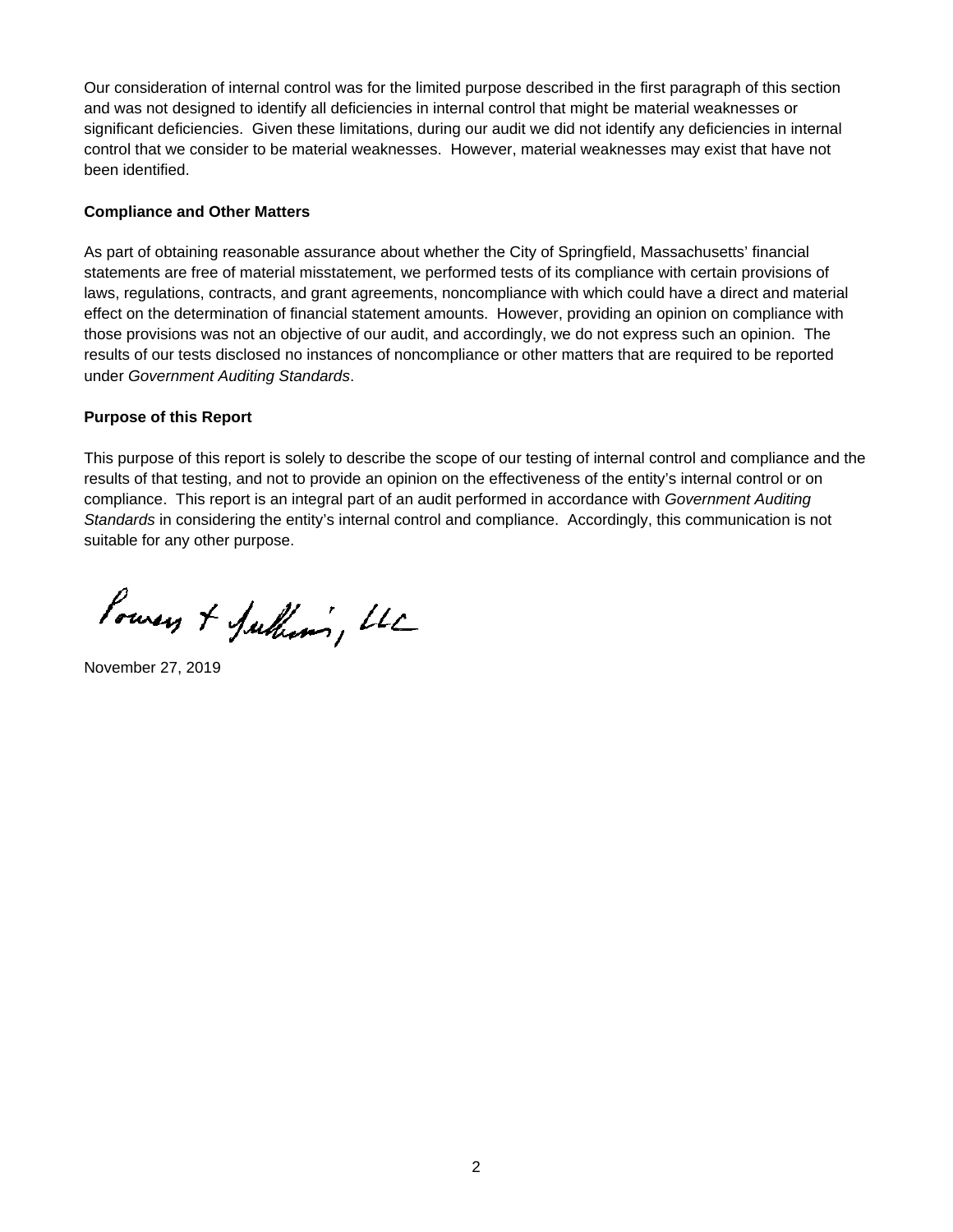Our consideration of internal control was for the limited purpose described in the first paragraph of this section and was not designed to identify all deficiencies in internal control that might be material weaknesses or significant deficiencies. Given these limitations, during our audit we did not identify any deficiencies in internal control that we consider to be material weaknesses. However, material weaknesses may exist that have not been identified.

**Compliance and Other Matters**

As part of obtaining reasonable assurance about whether the City of Springfield, Massachusetts' financial statements are free of material misstatement, we performed tests of its compliance with certain provisions of laws, regulations, contracts, and grant agreements, noncompliance with which could have a direct and material effect on the determination of financial statement amounts. However, providing an opinion on compliance with those provisions was not an objective of our audit, and accordingly, we do not express such an opinion. The results of our tests disclosed no instances of noncompliance or other matters that are required to be reported under *Government Auditing Standards*.

**Purpose of this Report**

This purpose of this report is solely to describe the scope of our testing of internal control and compliance and the results of that testing, and not to provide an opinion on the effectiveness of the entity's internal control or on compliance. This report is an integral part of an audit performed in accordance with *Government Auditing Standards* in considering the entity's internal control and compliance. Accordingly, this communication is not suitable for any other purpose.

Powers & Sullivan, LLC

November 27, 2019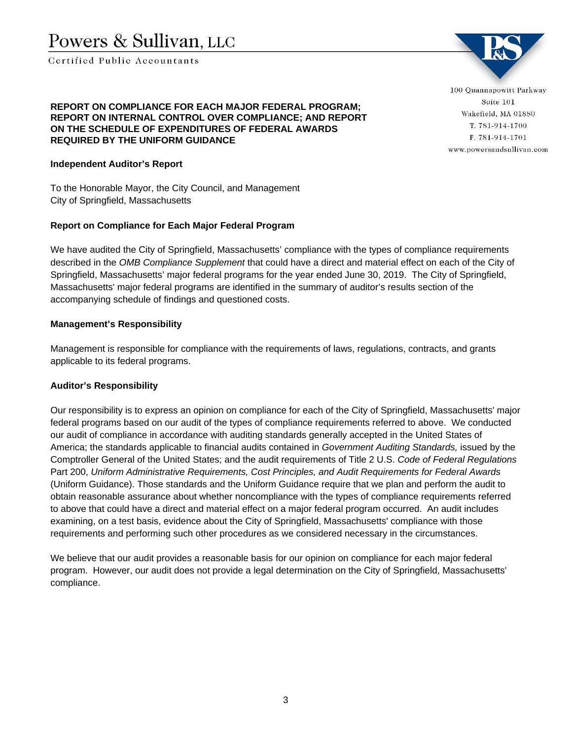# Powers & Sullivan, LLC

Certified Public Accountants

100 Quannapowitt Parkway
Suite 101
Wakefield, MA 01880
T. 781-914-1700
F. 781-914-1701
www.powersandsullivan.com

## REPORT ON COMPLIANCE FOR EACH MAJOR FEDERAL PROGRAM; REPORT ON INTERNAL CONTROL OVER COMPLIANCE; AND REPORT ON THE SCHEDULE OF EXPENDITURES OF FEDERAL AWARDS REQUIRED BY THE UNIFORM GUIDANCE

**Independent Auditor's Report**

To the Honorable Mayor, the City Council, and Management
City of Springfield, Massachusetts

### Report on Compliance for Each Major Federal Program

We have audited the City of Springfield, Massachusetts' compliance with the types of compliance requirements described in the *OMB Compliance Supplement* that could have a direct and material effect on each of the City of Springfield, Massachusetts' major federal programs for the year ended June 30, 2019. The City of Springfield, Massachusetts' major federal programs are identified in the summary of auditor's results section of the accompanying schedule of findings and questioned costs.

### Management's Responsibility

Management is responsible for compliance with the requirements of laws, regulations, contracts, and grants applicable to its federal programs.

### Auditor's Responsibility

Our responsibility is to express an opinion on compliance for each of the City of Springfield, Massachusetts' major federal programs based on our audit of the types of compliance requirements referred to above. We conducted our audit of compliance in accordance with auditing standards generally accepted in the United States of America; the standards applicable to financial audits contained in *Government Auditing Standards,* issued by the Comptroller General of the United States; and the audit requirements of Title 2 U.S. *Code of Federal Regulations* Part 200, *Uniform Administrative Requirements, Cost Principles, and Audit Requirements for Federal Awards* (Uniform Guidance). Those standards and the Uniform Guidance require that we plan and perform the audit to obtain reasonable assurance about whether noncompliance with the types of compliance requirements referred to above that could have a direct and material effect on a major federal program occurred. An audit includes examining, on a test basis, evidence about the City of Springfield, Massachusetts' compliance with those requirements and performing such other procedures as we considered necessary in the circumstances.

We believe that our audit provides a reasonable basis for our opinion on compliance for each major federal program. However, our audit does not provide a legal determination on the City of Springfield, Massachusetts' compliance.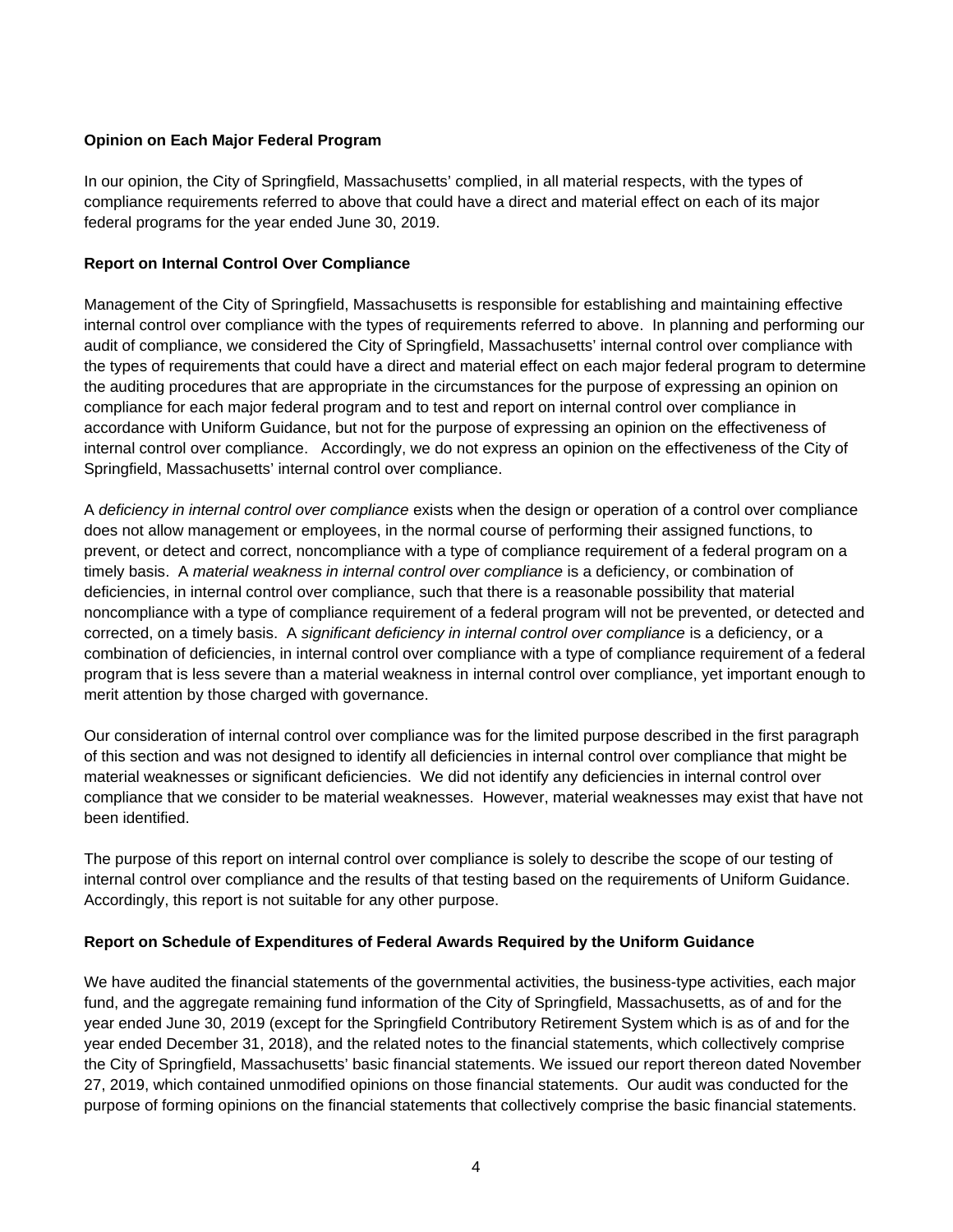**Opinion on Each Major Federal Program**

In our opinion, the City of Springfield, Massachusetts' complied, in all material respects, with the types of compliance requirements referred to above that could have a direct and material effect on each of its major federal programs for the year ended June 30, 2019.

**Report on Internal Control Over Compliance**

Management of the City of Springfield, Massachusetts is responsible for establishing and maintaining effective internal control over compliance with the types of requirements referred to above. In planning and performing our audit of compliance, we considered the City of Springfield, Massachusetts' internal control over compliance with the types of requirements that could have a direct and material effect on each major federal program to determine the auditing procedures that are appropriate in the circumstances for the purpose of expressing an opinion on compliance for each major federal program and to test and report on internal control over compliance in accordance with Uniform Guidance, but not for the purpose of expressing an opinion on the effectiveness of internal control over compliance. Accordingly, we do not express an opinion on the effectiveness of the City of Springfield, Massachusetts' internal control over compliance.

A *deficiency in internal control over compliance* exists when the design or operation of a control over compliance does not allow management or employees, in the normal course of performing their assigned functions, to prevent, or detect and correct, noncompliance with a type of compliance requirement of a federal program on a timely basis. A *material weakness in internal control over compliance* is a deficiency, or combination of deficiencies, in internal control over compliance, such that there is a reasonable possibility that material noncompliance with a type of compliance requirement of a federal program will not be prevented, or detected and corrected, on a timely basis. A *significant deficiency in internal control over compliance* is a deficiency, or a combination of deficiencies, in internal control over compliance with a type of compliance requirement of a federal program that is less severe than a material weakness in internal control over compliance, yet important enough to merit attention by those charged with governance.

Our consideration of internal control over compliance was for the limited purpose described in the first paragraph of this section and was not designed to identify all deficiencies in internal control over compliance that might be material weaknesses or significant deficiencies. We did not identify any deficiencies in internal control over compliance that we consider to be material weaknesses. However, material weaknesses may exist that have not been identified.

The purpose of this report on internal control over compliance is solely to describe the scope of our testing of internal control over compliance and the results of that testing based on the requirements of Uniform Guidance. Accordingly, this report is not suitable for any other purpose.

**Report on Schedule of Expenditures of Federal Awards Required by the Uniform Guidance**

We have audited the financial statements of the governmental activities, the business-type activities, each major fund, and the aggregate remaining fund information of the City of Springfield, Massachusetts, as of and for the year ended June 30, 2019 (except for the Springfield Contributory Retirement System which is as of and for the year ended December 31, 2018), and the related notes to the financial statements, which collectively comprise the City of Springfield, Massachusetts' basic financial statements. We issued our report thereon dated November 27, 2019, which contained unmodified opinions on those financial statements. Our audit was conducted for the purpose of forming opinions on the financial statements that collectively comprise the basic financial statements.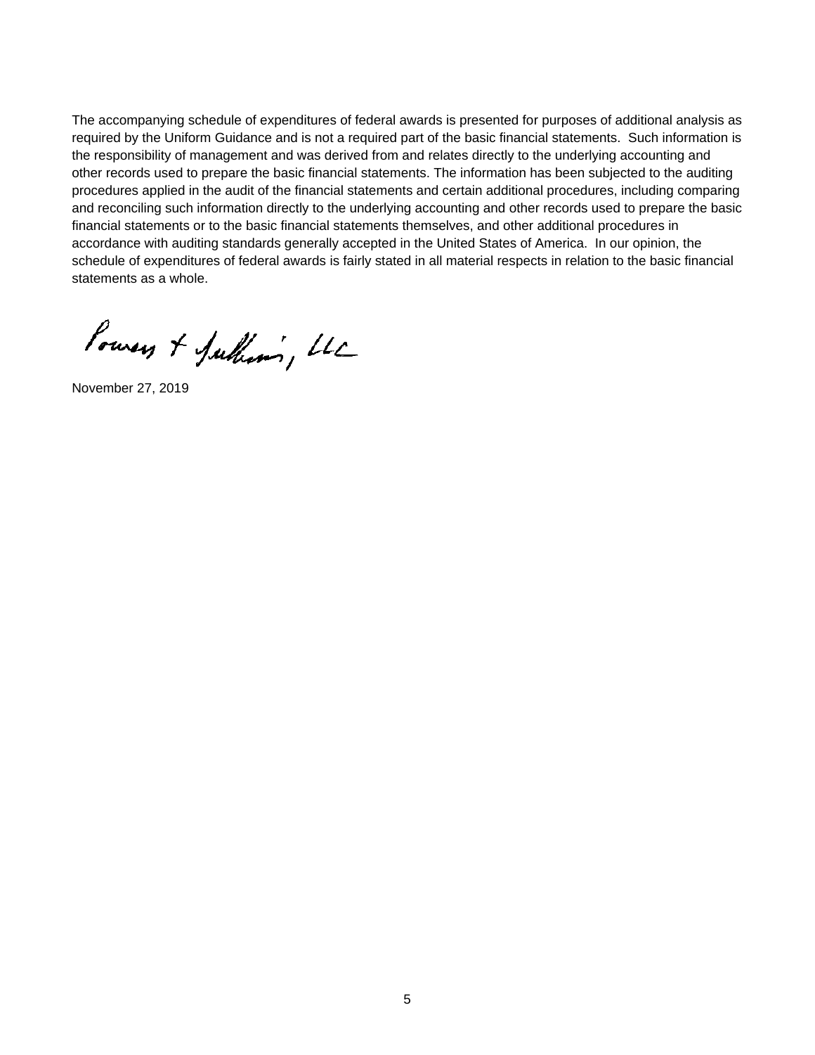The accompanying schedule of expenditures of federal awards is presented for purposes of additional analysis as required by the Uniform Guidance and is not a required part of the basic financial statements. Such information is the responsibility of management and was derived from and relates directly to the underlying accounting and other records used to prepare the basic financial statements. The information has been subjected to the auditing procedures applied in the audit of the financial statements and certain additional procedures, including comparing and reconciling such information directly to the underlying accounting and other records used to prepare the basic financial statements or to the basic financial statements themselves, and other additional procedures in accordance with auditing standards generally accepted in the United States of America. In our opinion, the schedule of expenditures of federal awards is fairly stated in all material respects in relation to the basic financial statements as a whole.

Powers & Sullivan, LLC

November 27, 2019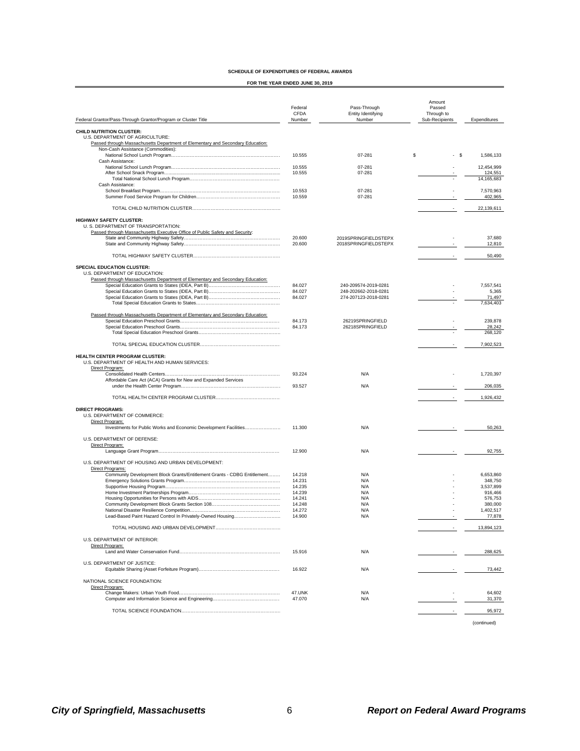**SCHEDULE OF EXPENDITURES OF FEDERAL AWARDS**

**FOR THE YEAR ENDED JUNE 30, 2019**

| Federal Grantor/Pass-Through Grantor/Program or Cluster Title | Federal CFDA Number | Pass-Through Entity Identifying Number | Amount Passed Through to Sub-Recipients | Expenditures |
|---|---|---|---|---|
| **CHILD NUTRITION CLUSTER:** | | | | |
| U.S. DEPARTMENT OF AGRICULTURE: | | | | |
| Passed through Massachusetts Department of Elementary and Secondary Education: | | | | |
| Non-Cash Assistance (Commodities): | | | | |
| National School Lunch Program | 10.555 | 07-281 | $ - | $ 1,586,133 |
| Cash Assistance: | | | | |
| National School Lunch Program | 10.555 | 07-281 | - | 12,454,999 |
| After School Snack Program | 10.555 | 07-281 | - | 124,551 |
| Total National School Lunch Program | | | - | 14,165,683 |
| Cash Assistance: | | | | |
| School Breakfast Program | 10.553 | 07-281 | - | 7,570,963 |
| Summer Food Service Program for Children | 10.559 | 07-281 | - | 402,965 |
| TOTAL CHILD NUTRITION CLUSTER | | | - | 22,139,611 |
| **HIGHWAY SAFETY CLUSTER:** | | | | |
| U. S. DEPARTMENT OF TRANSPORTATION: | | | | |
| Passed through Massachusetts Executive Office of Public Safety and Security: | | | | |
| State and Community Highway Safety | 20.600 | 2019SPRINGFIELDSTEPX | - | 37,680 |
| State and Community Highway Safety | 20.600 | 2018SPRINGFIELDSTEPX | - | 12,810 |
| TOTAL HIGHWAY SAFETY CLUSTER | | | - | 50,490 |
| **SPECIAL EDUCATION CLUSTER:** | | | | |
| U.S. DEPARTMENT OF EDUCATION: | | | | |
| Passed through Massachusetts Department of Elementary and Secondary Education: | | | | |
| Special Education Grants to States (IDEA, Part B) | 84.027 | 240-209574-2019-0281 | - | 7,557,541 |
| Special Education Grants to States (IDEA, Part B) | 84.027 | 248-202662-2018-0281 | - | 5,365 |
| Special Education Grants to States (IDEA, Part B) | 84.027 | 274-207123-2018-0281 | - | 71,497 |
| Total Special Education Grants to States | | | - | 7,634,403 |
| Passed through Massachusetts Department of Elementary and Secondary Education: | | | | |
| Special Education Preschool Grants | 84.173 | 26219SPRINGFIELD | - | 239,878 |
| Special Education Preschool Grants | 84.173 | 26218SPRINGFIELD | - | 28,242 |
| Total Special Education Preschool Grants | | | - | 268,120 |
| TOTAL SPECIAL EDUCATION CLUSTER | | | - | 7,902,523 |
| **HEALTH CENTER PROGRAM CLUSTER:** | | | | |
| U.S. DEPARTMENT OF HEALTH AND HUMAN SERVICES: | | | | |
| Direct Program: | | | | |
| Consolidated Health Centers | 93.224 | N/A | - | 1,720,397 |
| Affordable Care Act (ACA) Grants for New and Expanded Services under the Health Center Program | 93.527 | N/A | - | 206,035 |
| TOTAL HEALTH CENTER PROGRAM CLUSTER | | | - | 1,926,432 |
| **DIRECT PROGRAMS:** | | | | |
| U.S. DEPARTMENT OF COMMERCE: | | | | |
| Direct Program: | | | | |
| Investments for Public Works and Economic Development Facilities | 11.300 | N/A | - | 50,263 |
| U.S. DEPARTMENT OF DEFENSE: | | | | |
| Direct Program: | | | | |
| Language Grant Program | 12.900 | N/A | - | 92,755 |
| U.S. DEPARTMENT OF HOUSING AND URBAN DEVELOPMENT: | | | | |
| Direct Programs: | | | | |
| Community Development Block Grants/Entitlement Grants - CDBG Entitlement | 14.218 | N/A | - | 6,653,860 |
| Emergency Solutions Grants Program | 14.231 | N/A | - | 348,750 |
| Supportive Housing Program | 14.235 | N/A | - | 3,537,899 |
| Home Investment Partnerships Program | 14.239 | N/A | - | 916,466 |
| Housing Opportunities for Persons with AIDS | 14.241 | N/A | - | 576,753 |
| Community Development Block Grants Section 108 | 14.248 | N/A | - | 380,000 |
| National Disaster Resilience Competition | 14.272 | N/A | - | 1,402,517 |
| Lead-Based Paint Hazard Control In Privately-Owned Housing | 14.900 | N/A | - | 77,878 |
| TOTAL HOUSING AND URBAN DEVELOPMENT | | | - | 13,894,123 |
| U.S. DEPARTMENT OF INTERIOR: | | | | |
| Direct Program: | | | | |
| Land and Water Conservation Fund | 15.916 | N/A | - | 288,625 |
| U.S. DEPARTMENT OF JUSTICE: | | | | |
| Equitable Sharing (Asset Forfeiture Program) | 16.922 | N/A | - | 73,442 |
| NATIONAL SCIENCE FOUNDATION: | | | | |
| Direct Program: | | | | |
| Change Makers: Urban Youth Food | 47.UNK | N/A | - | 64,602 |
| Computer and Information Science and Engineering | 47.070 | N/A | - | 31,370 |
| TOTAL SCIENCE FOUNDATION | | | - | 95,972 |

(continued)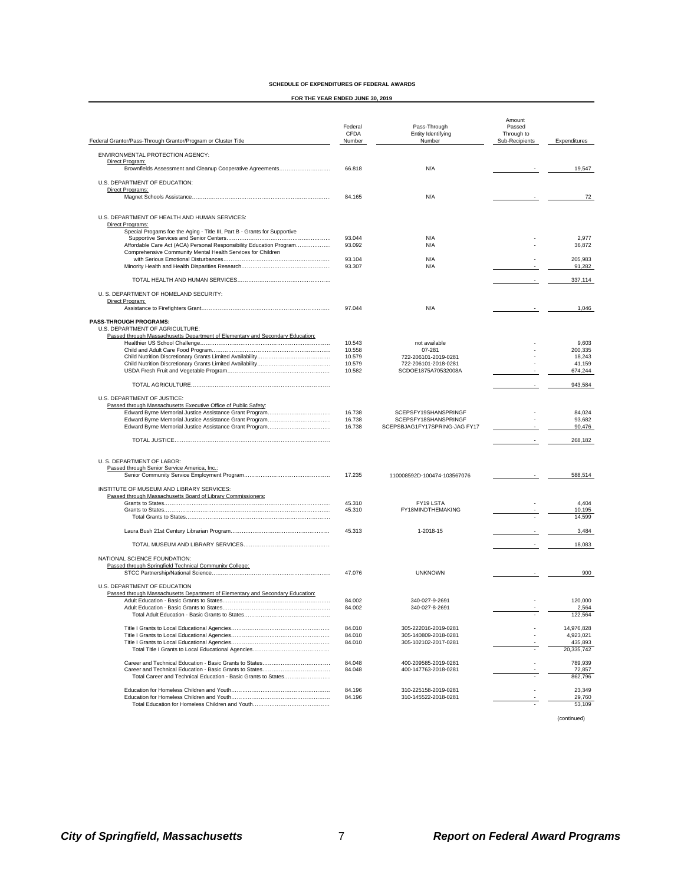**SCHEDULE OF EXPENDITURES OF FEDERAL AWARDS**

**FOR THE YEAR ENDED JUNE 30, 2019**

| Federal Grantor/Pass-Through Grantor/Program or Cluster Title | Federal CFDA Number | Pass-Through Entity Identifying Number | Amount Passed Through to Sub-Recipients | Expenditures |
|---|---|---|---|---|
| ENVIRONMENTAL PROTECTION AGENCY: | | | | |
| Direct Program: | | | | |
| Brownfields Assessment and Cleanup Cooperative Agreements | 66.818 | N/A | - | 19,547 |
| U.S. DEPARTMENT OF EDUCATION: | | | | |
| Direct Programs: | | | | |
| Magnet Schools Assistance | 84.165 | N/A | - | 72 |
| U.S. DEPARTMENT OF HEALTH AND HUMAN SERVICES: | | | | |
| Direct Programs: | | | | |
| Special Progams foe the Aging - Title III, Part B - Grants for Supportive Supportive Services and Senior Centers | 93.044 | N/A | - | 2,977 |
| Affordable Care Act (ACA) Personal Responsibility Education Program | 93.092 | N/A | - | 36,872 |
| Comprehensive Community Mental Health Services for Children with Serious Emotional Disturbances | 93.104 | N/A | - | 205,983 |
| Minority Health and Health Disparities Research | 93.307 | N/A | - | 91,282 |
| TOTAL HEALTH AND HUMAN SERVICES | | | - | 337,114 |
| U. S. DEPARTMENT OF HOMELAND SECURITY: | | | | |
| Direct Program: | | | | |
| Assistance to Firefighters Grant | 97.044 | N/A | - | 1,046 |
| **PASS-THROUGH PROGRAMS:** | | | | |
| U.S. DEPARTMENT OF AGRICULTURE: | | | | |
| Passed through Massachusetts Department of Elementary and Secondary Education: | | | | |
| Healthier US School Challenge | 10.543 | not available | - | 9,603 |
| Child and Adult Care Food Program | 10.558 | 07-281 | - | 200,335 |
| Child Nutrition Discretionary Grants Limited Availability | 10.579 | 722-206101-2019-0281 | - | 18,243 |
| Child Nutrition Discretionary Grants Limited Availability | 10.579 | 722-206101-2018-0281 | - | 41,159 |
| USDA Fresh Fruit and Vegetable Program | 10.582 | SCDOE1875A70532008A | - | 674,244 |
| TOTAL AGRICULTURE | | | - | 943,584 |
| U.S. DEPARTMENT OF JUSTICE: | | | | |
| Passed through Massachusetts Executive Office of Public Safety: | | | | |
| Edward Byrne Memorial Justice Assistance Grant Program | 16.738 | SCEPSFY19SHANSPRINGF | - | 84,024 |
| Edward Byrne Memorial Justice Assistance Grant Program | 16.738 | SCEPSFY18SHANSPRINGF | - | 93,682 |
| Edward Byrne Memorial Justice Assistance Grant Program | 16.738 | SCEPSBJAG1FY17SPRING-JAG FY17 | - | 90,476 |
| TOTAL JUSTICE | | | - | 268,182 |
| U. S. DEPARTMENT OF LABOR: | | | | |
| Passed through Senior Service America, Inc.: | | | | |
| Senior Community Service Employment Program | 17.235 | 1100008592D-100474-103567076 | - | 588,514 |
| INSTITUTE OF MUSEUM AND LIBRARY SERVICES: | | | | |
| Passed through Massachusetts Board of Library Commissioners: | | | | |
| Grants to States | 45.310 | FY19 LSTA | - | 4,404 |
| Grants to States | 45.310 | FY18MINDTHEMAKING | - | 10,195 |
| Total Grants to States | | | - | 14,599 |
| Laura Bush 21st Century Librarian Program | 45.313 | 1-2018-15 | - | 3,484 |
| TOTAL MUSEUM AND LIBRARY SERVICES | | | - | 18,083 |
| NATIONAL SCIENCE FOUNDATION: | | | | |
| Passed through Springfield Technical Community College: | | | | |
| STCC Partnership/National Science | 47.076 | UNKNOWN | - | 900 |
| U.S. DEPARTMENT OF EDUCATION | | | | |
| Passed through Massachusetts Department of Elementary and Secondary Education: | | | | |
| Adult Education - Basic Grants to States | 84.002 | 340-027-9-2691 | - | 120,000 |
| Adult Education - Basic Grants to States | 84.002 | 340-027-8-2691 | - | 2,564 |
| Total Adult Education - Basic Grants to States | | | - | 122,564 |
| Title I Grants to Local Educational Agencies | 84.010 | 305-222016-2019-0281 | - | 14,976,828 |
| Title I Grants to Local Educational Agencies | 84.010 | 305-140809-2018-0281 | - | 4,923,021 |
| Title I Grants to Local Educational Agencies | 84.010 | 305-102102-2017-0281 | - | 435,893 |
| Total Title I Grants to Local Educational Agencies | | | - | 20,335,742 |
| Career and Technical Education - Basic Grants to States | 84.048 | 400-209585-2019-0281 | - | 789,939 |
| Career and Technical Education - Basic Grants to States | 84.048 | 400-147763-2018-0281 | - | 72,857 |
| Total Career and Technical Education - Basic Grants to States | | | - | 862,796 |
| Education for Homeless Children and Youth | 84.196 | 310-225158-2019-0281 | - | 23,349 |
| Education for Homeless Children and Youth | 84.196 | 310-145522-2018-0281 | - | 29,760 |
| Total Education for Homeless Children and Youth | | | - | 53,109 |

(continued)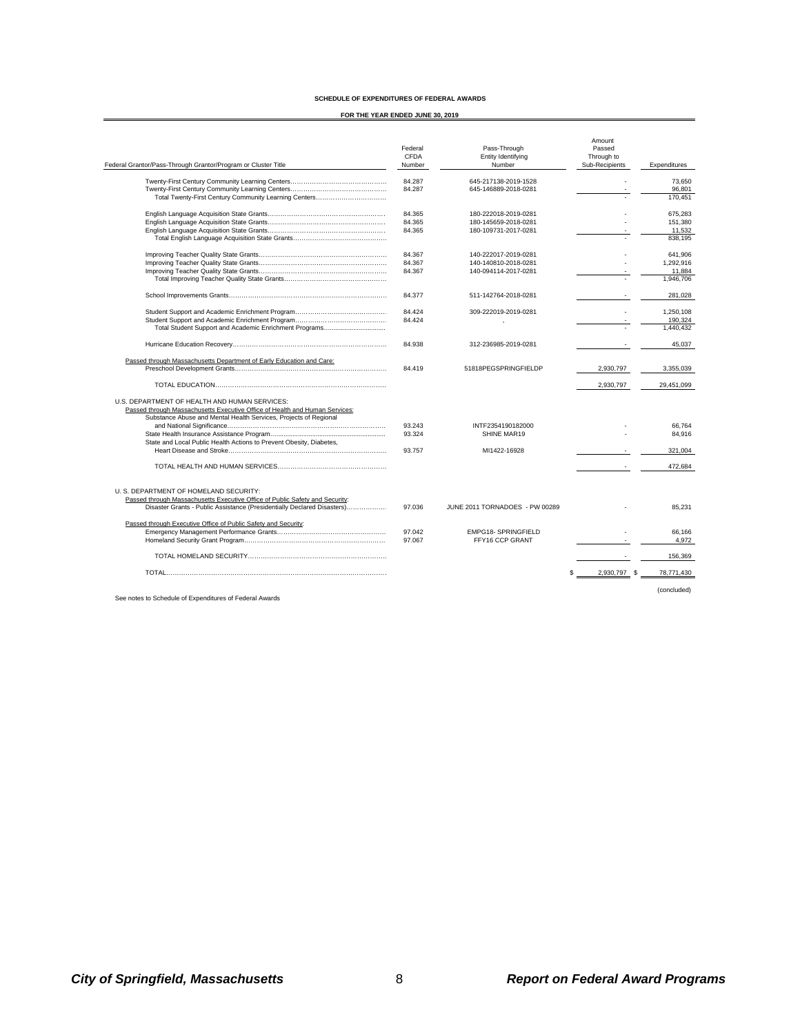**SCHEDULE OF EXPENDITURES OF FEDERAL AWARDS**

**FOR THE YEAR ENDED JUNE 30, 2019**

| Federal Grantor/Pass-Through Grantor/Program or Cluster Title | Federal CFDA Number | Pass-Through Entity Identifying Number | Amount Passed Through to Sub-Recipients | Expenditures |
|---|---|---|---|---|
| Twenty-First Century Community Learning Centers | 84.287 | 645-217138-2019-1528 | - | 73,650 |
| Twenty-First Century Community Learning Centers | 84.287 | 645-146889-2018-0281 | - | 96,801 |
| Total Twenty-First Century Community Learning Centers | | | - | 170,451 |
| English Language Acquisition State Grants | 84.365 | 180-222018-2019-0281 | - | 675,283 |
| English Language Acquisition State Grants | 84.365 | 180-145659-2018-0281 | - | 151,380 |
| English Language Acquisition State Grants | 84.365 | 180-109731-2017-0281 | - | 11,532 |
| Total English Language Acquisition State Grants | | | - | 838,195 |
| Improving Teacher Quality State Grants | 84.367 | 140-222017-2019-0281 | - | 641,906 |
| Improving Teacher Quality State Grants | 84.367 | 140-140810-2018-0281 | - | 1,292,916 |
| Improving Teacher Quality State Grants | 84.367 | 140-094114-2017-0281 | - | 11,884 |
| Total Improving Teacher Quality State Grants | | | - | 1,946,706 |
| School Improvements Grants | 84.377 | 511-142764-2018-0281 | - | 281,028 |
| Student Support and Academic Enrichment Program | 84.424 | 309-222019-2019-0281 | - | 1,250,108 |
| Student Support and Academic Enrichment Program | 84.424 | - | - | 190,324 |
| Total Student Support and Academic Enrichment Programs | | | - | 1,440,432 |
| Hurricane Education Recovery | 84.938 | 312-236985-2019-0281 | - | 45,037 |
| Passed through Massachusetts Department of Early Education and Care: | | | | |
| Preschool Development Grants | 84.419 | 51818PEGSPRINGFIELDP | 2,930,797 | 3,355,039 |
| TOTAL EDUCATION | | | 2,930,797 | 29,451,099 |
| U.S. DEPARTMENT OF HEALTH AND HUMAN SERVICES: | | | | |
| Passed through Massachusetts Executive Office of Health and Human Services: | | | | |
| Substance Abuse and Mental Health Services, Projects of Regional and National Significance | 93.243 | INTF2354190182000 | - | 66,764 |
| State Health Insurance Assistance Program | 93.324 | SHINE MAR19 | - | 84,916 |
| State and Local Public Health Actions to Prevent Obesity, Diabetes, Heart Disease and Stroke | 93.757 | MI1422-16928 | - | 321,004 |
| TOTAL HEALTH AND HUMAN SERVICES | | | - | 472,684 |
| U. S. DEPARTMENT OF HOMELAND SECURITY: | | | | |
| Passed through Massachusetts Executive Office of Public Safety and Security: | | | | |
| Disaster Grants - Public Assistance (Presidentially Declared Disasters) | 97.036 | JUNE 2011 TORNADOES - PW 00289 | - | 85,231 |
| Passed through Executive Office of Public Safety and Security: | | | | |
| Emergency Management Performance Grants | 97.042 | EMPG18- SPRINGFIELD | - | 66,166 |
| Homeland Security Grant Program | 97.067 | FFY16 CCP GRANT | - | 4,972 |
| TOTAL HOMELAND SECURITY | | | - | 156,369 |
| TOTAL | | | $ 2,930,797 | $ 78,771,430 |

(concluded)

See notes to Schedule of Expenditures of Federal Awards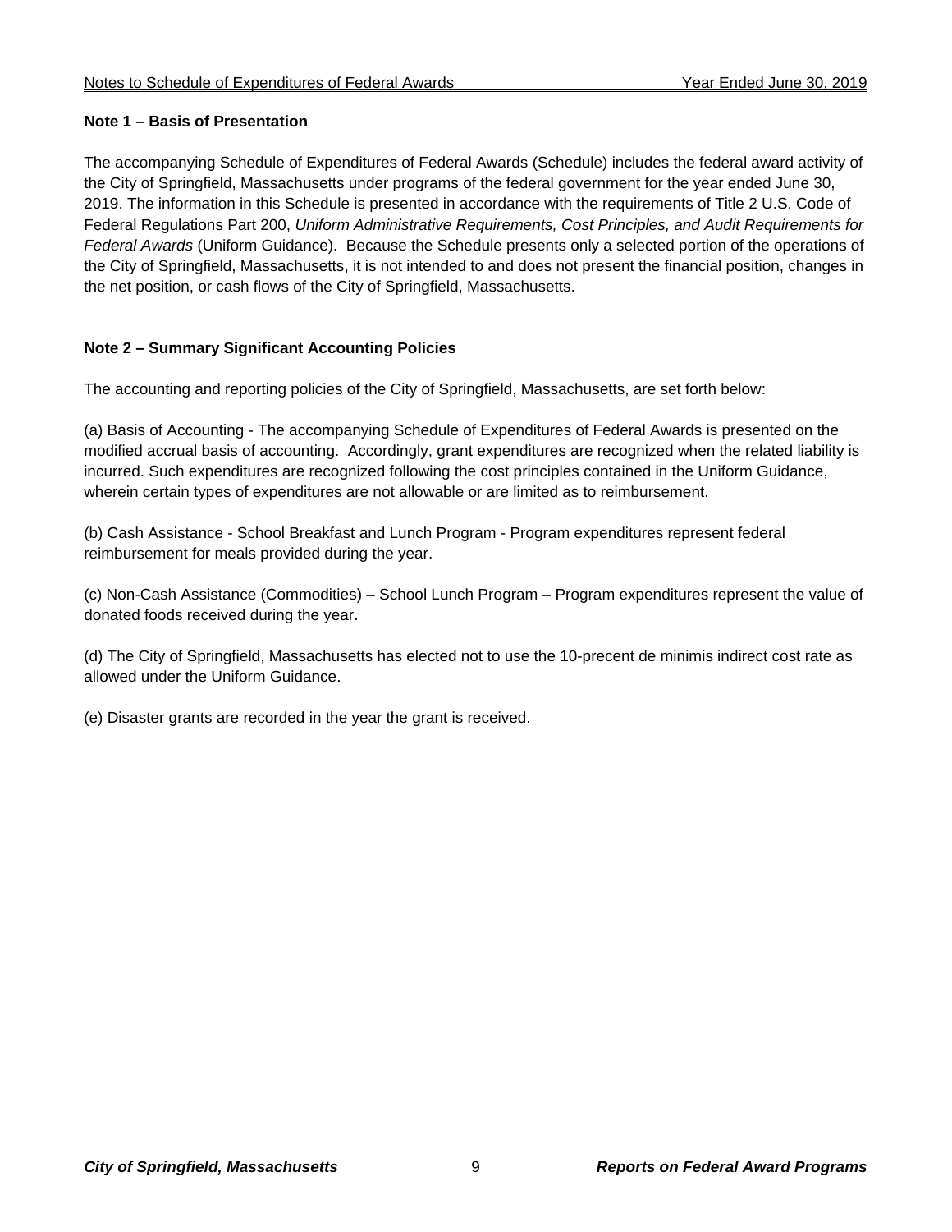## Note 1 – Basis of Presentation

The accompanying Schedule of Expenditures of Federal Awards (Schedule) includes the federal award activity of the City of Springfield, Massachusetts under programs of the federal government for the year ended June 30, 2019. The information in this Schedule is presented in accordance with the requirements of Title 2 U.S. Code of Federal Regulations Part 200, *Uniform Administrative Requirements, Cost Principles, and Audit Requirements for Federal Awards* (Uniform Guidance). Because the Schedule presents only a selected portion of the operations of the City of Springfield, Massachusetts, it is not intended to and does not present the financial position, changes in the net position, or cash flows of the City of Springfield, Massachusetts.

## Note 2 – Summary Significant Accounting Policies

The accounting and reporting policies of the City of Springfield, Massachusetts, are set forth below:

(a) Basis of Accounting - The accompanying Schedule of Expenditures of Federal Awards is presented on the modified accrual basis of accounting. Accordingly, grant expenditures are recognized when the related liability is incurred. Such expenditures are recognized following the cost principles contained in the Uniform Guidance, wherein certain types of expenditures are not allowable or are limited as to reimbursement.

(b) Cash Assistance - School Breakfast and Lunch Program - Program expenditures represent federal reimbursement for meals provided during the year.

(c) Non-Cash Assistance (Commodities) – School Lunch Program – Program expenditures represent the value of donated foods received during the year.

(d) The City of Springfield, Massachusetts has elected not to use the 10-precent de minimis indirect cost rate as allowed under the Uniform Guidance.

(e) Disaster grants are recorded in the year the grant is received.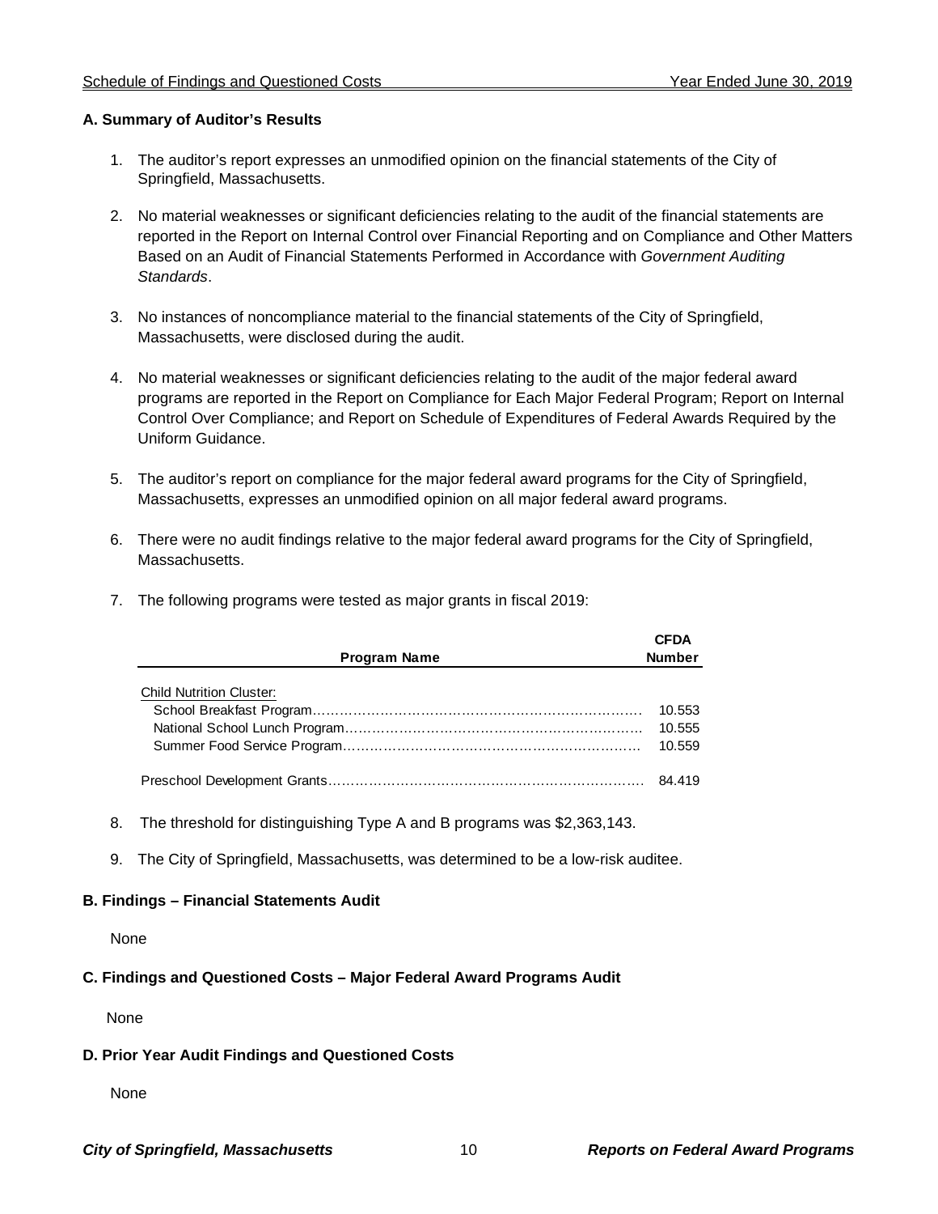Schedule of Findings and Questioned Costs — Year Ended June 30, 2019

## A. Summary of Auditor's Results

1. The auditor's report expresses an unmodified opinion on the financial statements of the City of Springfield, Massachusetts.

2. No material weaknesses or significant deficiencies relating to the audit of the financial statements are reported in the Report on Internal Control over Financial Reporting and on Compliance and Other Matters Based on an Audit of Financial Statements Performed in Accordance with *Government Auditing Standards*.

3. No instances of noncompliance material to the financial statements of the City of Springfield, Massachusetts, were disclosed during the audit.

4. No material weaknesses or significant deficiencies relating to the audit of the major federal award programs are reported in the Report on Compliance for Each Major Federal Program; Report on Internal Control Over Compliance; and Report on Schedule of Expenditures of Federal Awards Required by the Uniform Guidance.

5. The auditor's report on compliance for the major federal award programs for the City of Springfield, Massachusetts, expresses an unmodified opinion on all major federal award programs.

6. There were no audit findings relative to the major federal award programs for the City of Springfield, Massachusetts.

7. The following programs were tested as major grants in fiscal 2019:

| Program Name | CFDA Number |
|---|---|
| Child Nutrition Cluster: | |
| School Breakfast Program | 10.553 |
| National School Lunch Program | 10.555 |
| Summer Food Service Program | 10.559 |
| Preschool Development Grants | 84.419 |

8. The threshold for distinguishing Type A and B programs was $2,363,143.

9. The City of Springfield, Massachusetts, was determined to be a low-risk auditee.

## B. Findings – Financial Statements Audit

None

## C. Findings and Questioned Costs – Major Federal Award Programs Audit

None

## D. Prior Year Audit Findings and Questioned Costs

None